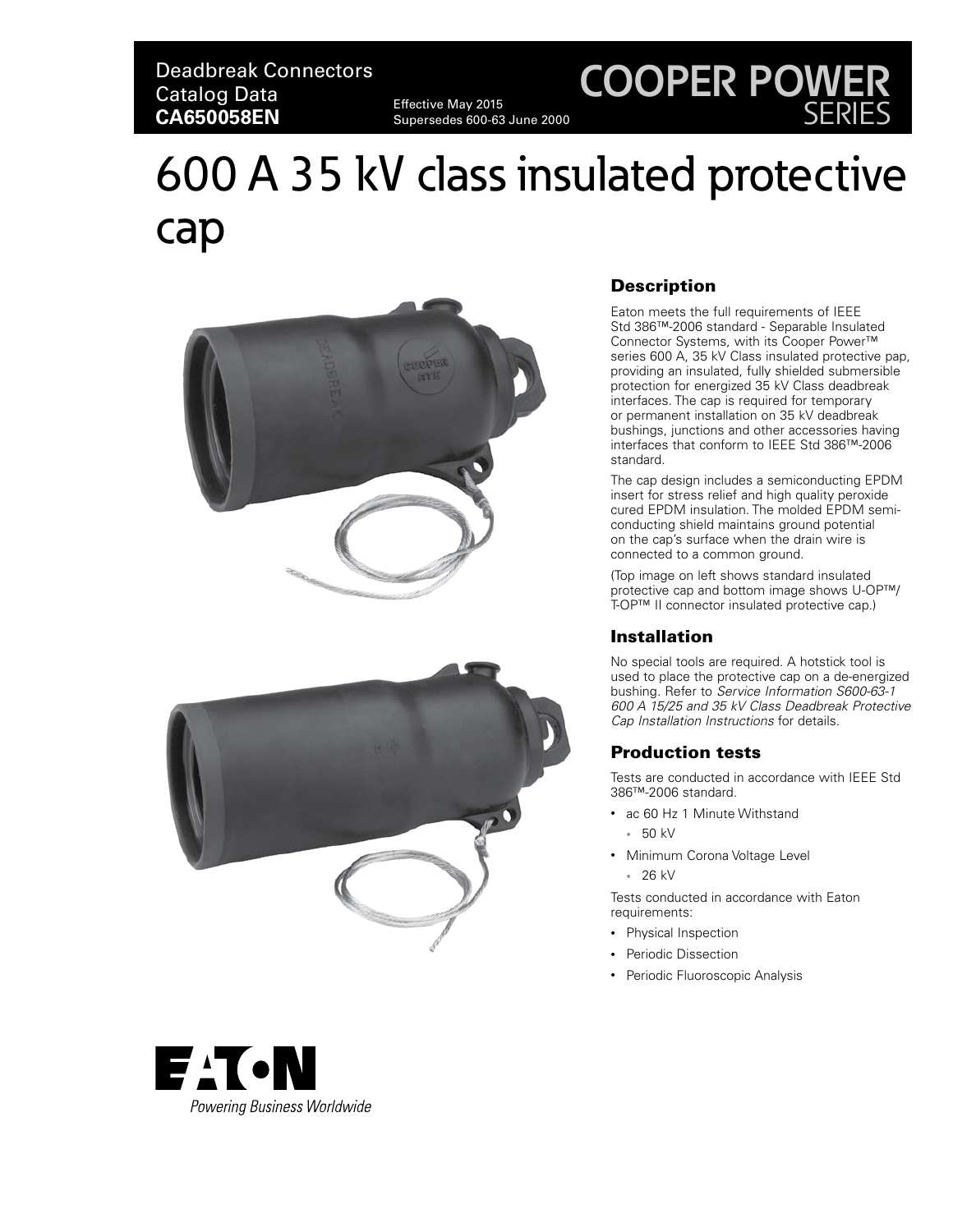Deadbreak Connectors
Catalog Data
**CA650058EN**

Effective May 2015
Supersedes 600-63 June 2000

COOPER POWER SERIES

# 600 A 35 kV class insulated protective cap

## Description

Eaton meets the full requirements of IEEE Std 386™-2006 standard - Separable Insulated Connector Systems, with its Cooper Power™ series 600 A, 35 kV Class insulated protective pap, providing an insulated, fully shielded submersible protection for energized 35 kV Class deadbreak interfaces. The cap is required for temporary or permanent installation on 35 kV deadbreak bushings, junctions and other accessories having interfaces that conform to IEEE Std 386™-2006 standard.

The cap design includes a semiconducting EPDM insert for stress relief and high quality peroxide cured EPDM insulation. The molded EPDM semi-conducting shield maintains ground potential on the cap's surface when the drain wire is connected to a common ground.

(Top image on left shows standard insulated protective cap and bottom image shows U-OP™/ T-OP™ II connector insulated protective cap.)

## Installation

No special tools are required. A hotstick tool is used to place the protective cap on a de-energized bushing. Refer to *Service Information S600-63-1 600 A 15/25 and 35 kV Class Deadbreak Protective Cap Installation Instructions* for details.

## Production tests

Tests are conducted in accordance with IEEE Std 386™-2006 standard.

- ac 60 Hz 1 Minute Withstand
  - 50 kV
- Minimum Corona Voltage Level
  - 26 kV

Tests conducted in accordance with Eaton requirements:

- Physical Inspection
- Periodic Dissection
- Periodic Fluoroscopic Analysis

EATON
Powering Business Worldwide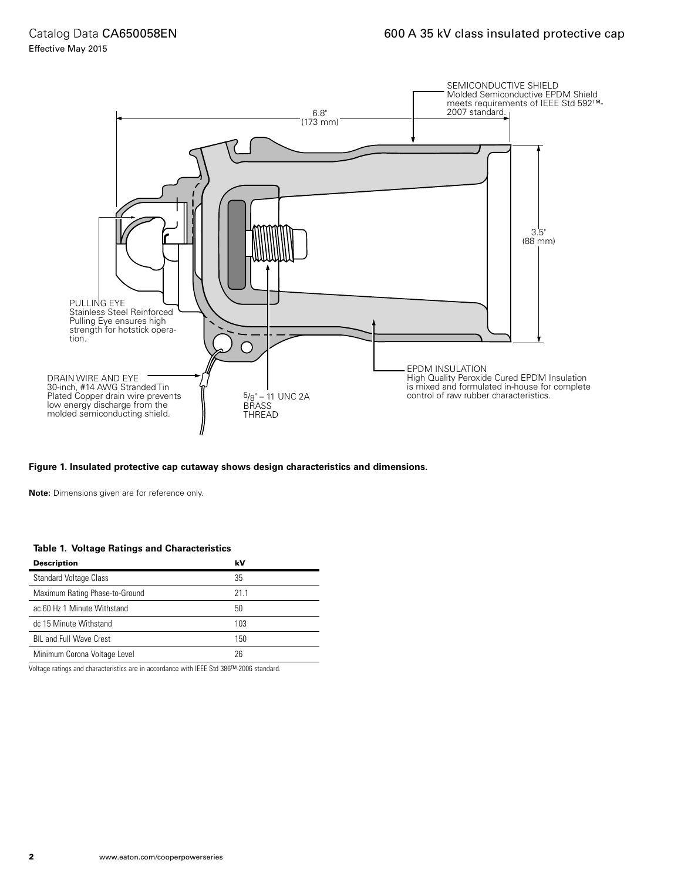SEMICONDUCTIVE SHIELD
Molded Semiconductive EPDM Shield meets requirements of IEEE Std 592™-2007 standard.

6.8" (173 mm)

3.5" (88 mm)

PULLING EYE
Stainless Steel Reinforced Pulling Eye ensures high strength for hotstick operation.

DRAIN WIRE AND EYE
30-inch, #14 AWG Stranded Tin Plated Copper drain wire prevents low energy discharge from the molded semiconducting shield.

5/8" – 11 UNC 2A BRASS THREAD

EPDM INSULATION
High Quality Peroxide Cured EPDM Insulation is mixed and formulated in-house for complete control of raw rubber characteristics.

**Figure 1. Insulated protective cap cutaway shows design characteristics and dimensions.**

**Note:** Dimensions given are for reference only.

**Table 1. Voltage Ratings and Characteristics**

| Description | kV |
|---|---|
| Standard Voltage Class | 35 |
| Maximum Rating Phase-to-Ground | 21.1 |
| ac 60 Hz 1 Minute Withstand | 50 |
| dc 15 Minute Withstand | 103 |
| BIL and Full Wave Crest | 150 |
| Minimum Corona Voltage Level | 26 |

Voltage ratings and characteristics are in accordance with IEEE Std 386™-2006 standard.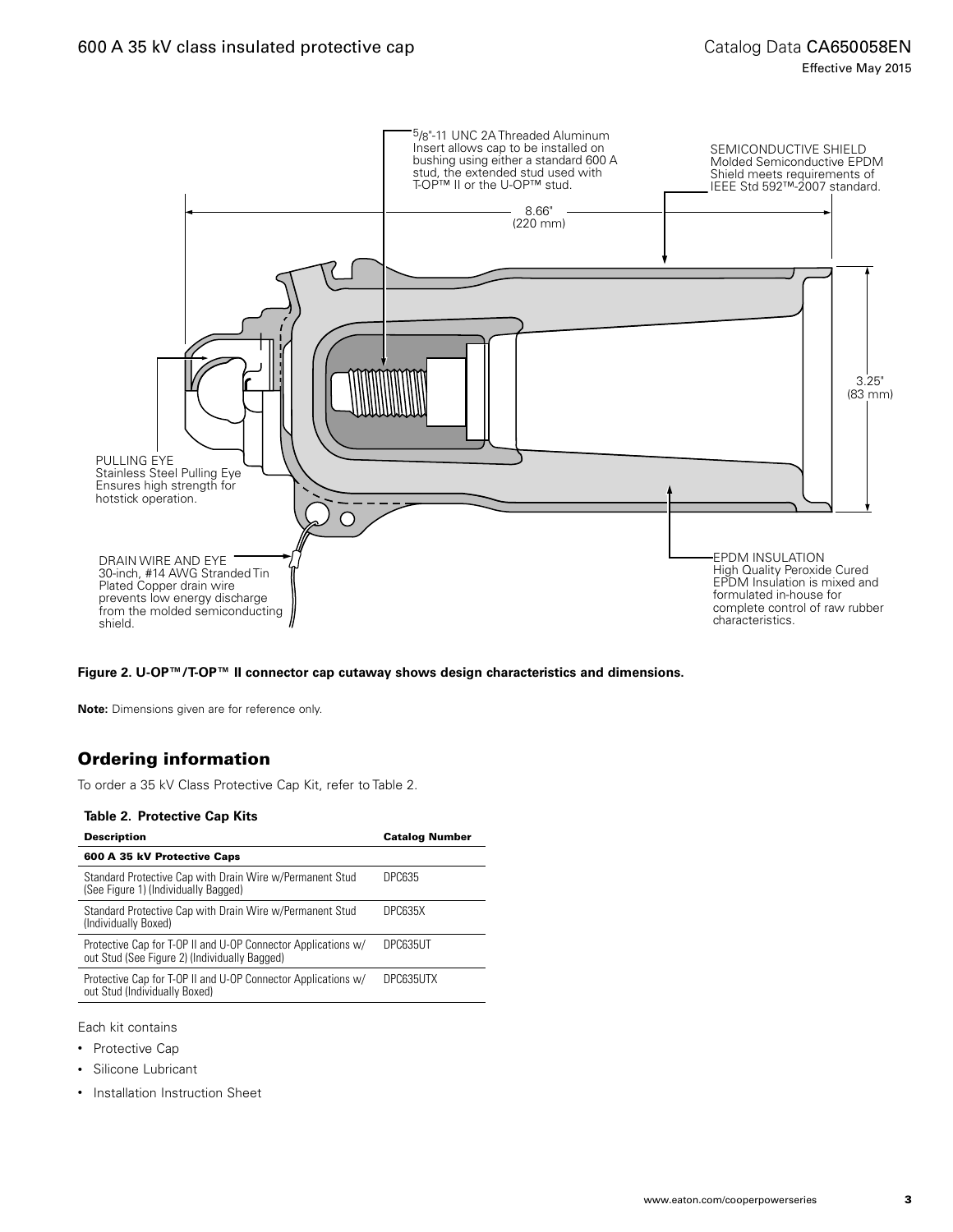5/8"-11 UNC 2A Threaded Aluminum Insert allows cap to be installed on bushing using either a standard 600 A stud, the extended stud used with T-OP™ II or the U-OP™ stud.

SEMICONDUCTIVE SHIELD
Molded Semiconductive EPDM Shield meets requirements of IEEE Std 592™-2007 standard.

8.66" (220 mm)

3.25" (83 mm)

PULLING EYE
Stainless Steel Pulling Eye Ensures high strength for hotstick operation.

DRAIN WIRE AND EYE
30-inch, #14 AWG Stranded Tin Plated Copper drain wire prevents low energy discharge from the molded semiconducting shield.

EPDM INSULATION
High Quality Peroxide Cured EPDM Insulation is mixed and formulated in-house for complete control of raw rubber characteristics.

**Figure 2. U-OP™/T-OP™ II connector cap cutaway shows design characteristics and dimensions.**

**Note:** Dimensions given are for reference only.

## Ordering information

To order a 35 kV Class Protective Cap Kit, refer to Table 2.

**Table 2. Protective Cap Kits**

| Description | Catalog Number |
|---|---|
| **600 A 35 kV Protective Caps** | |
| Standard Protective Cap with Drain Wire w/Permanent Stud (See Figure 1) (Individually Bagged) | DPC635 |
| Standard Protective Cap with Drain Wire w/Permanent Stud (Individually Boxed) | DPC635X |
| Protective Cap for T-OP II and U-OP Connector Applications w/ out Stud (See Figure 2) (Individually Bagged) | DPC635UT |
| Protective Cap for T-OP II and U-OP Connector Applications w/ out Stud (Individually Boxed) | DPC635UTX |

Each kit contains

- Protective Cap
- Silicone Lubricant
- Installation Instruction Sheet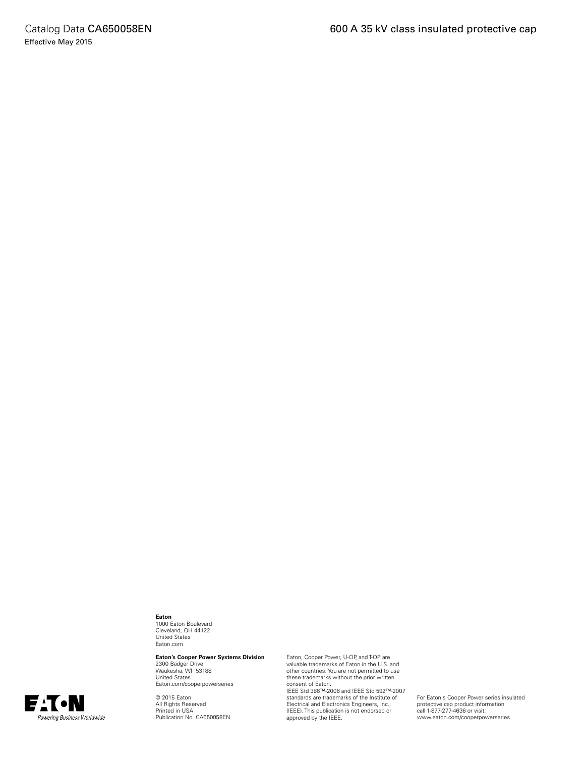**Eaton**
1000 Eaton Boulevard
Cleveland, OH 44122
United States
Eaton.com

**Eaton's Cooper Power Systems Division**
2300 Badger Drive
Waukesha, WI 53188
United States
Eaton.com/cooperpowerseries

© 2015 Eaton
All Rights Reserved
Printed in USA
Publication No. CA650058EN

Eaton, Cooper Power, U-OP, and T-OP are valuable trademarks of Eaton in the U.S. and other countries. You are not permitted to use these trademarks without the prior written consent of Eaton.
IEEE Std 386™-2006 and IEEE Std 592™-2007 standards are trademarks of the Institute of Electrical and Electronics Engineers, Inc., (IEEE). This publication is not endorsed or approved by the IEEE.

For Eaton's Cooper Power series insulated protective cap product information call 1-877-277-4636 or visit: www.eaton.com/cooperpowerseries.

EATON
*Powering Business Worldwide*